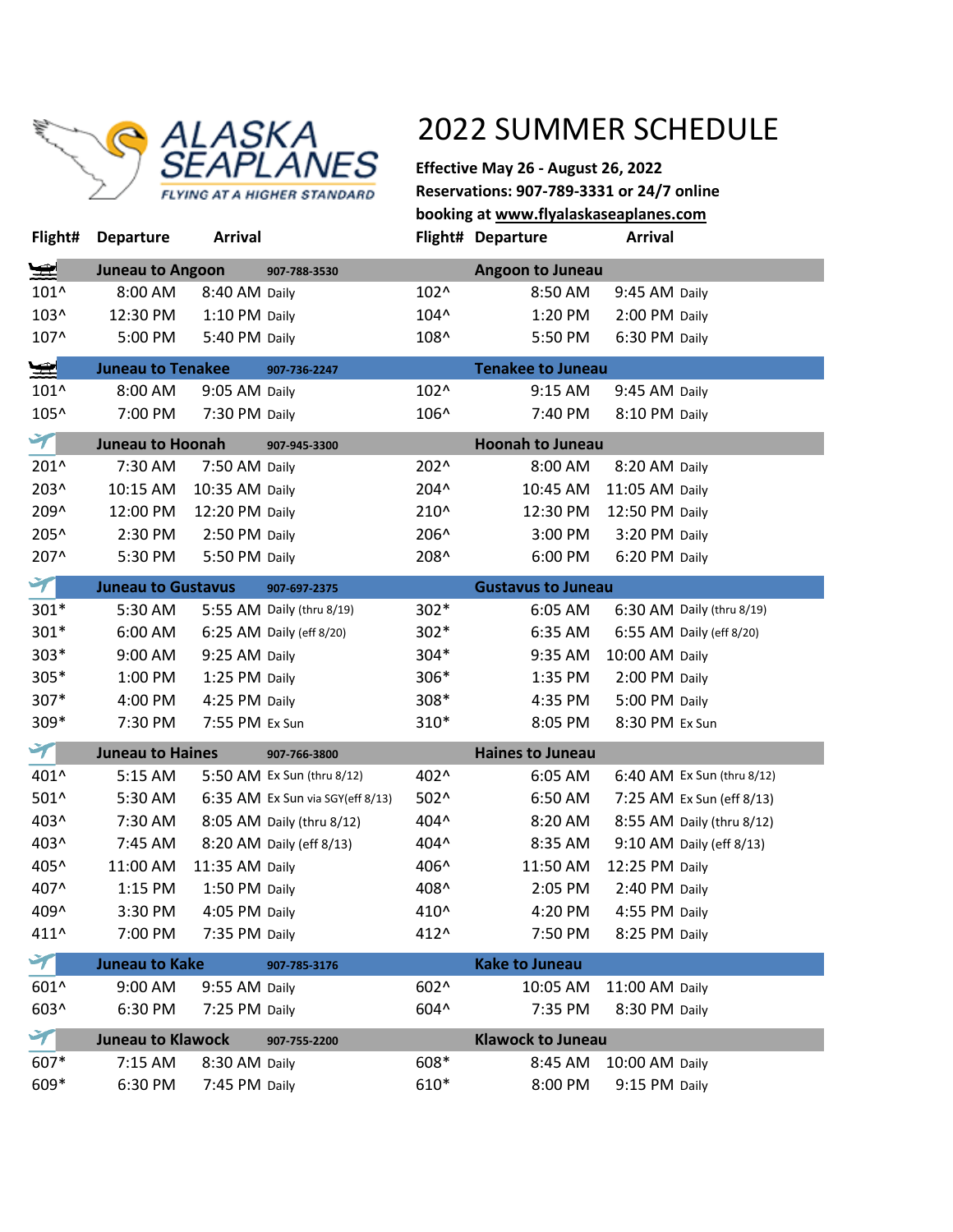ALASKA SEAPLANES

FLYING AT A HIGHER STANDARD

# 2022 SUMMER SCHEDULE

**Effective May 26 - August 26, 2022**
**Reservations: 907-789-3331 or 24/7 online booking at www.flyalaskaseaplanes.com**

| Flight# | Departure | Arrival | | Flight# | Departure | Arrival | |
|---|---|---|---|---|---|---|---|
| **Juneau to Angoon** | | **907-788-3530** | | **Angoon to Juneau** | | | |
| 101^ | 8:00 AM | 8:40 AM | Daily | 102^ | 8:50 AM | 9:45 AM | Daily |
| 103^ | 12:30 PM | 1:10 PM | Daily | 104^ | 1:20 PM | 2:00 PM | Daily |
| 107^ | 5:00 PM | 5:40 PM | Daily | 108^ | 5:50 PM | 6:30 PM | Daily |
| **Juneau to Tenakee** | | **907-736-2247** | | **Tenakee to Juneau** | | | |
| 101^ | 8:00 AM | 9:05 AM | Daily | 102^ | 9:15 AM | 9:45 AM | Daily |
| 105^ | 7:00 PM | 7:30 PM | Daily | 106^ | 7:40 PM | 8:10 PM | Daily |
| **Juneau to Hoonah** | | **907-945-3300** | | **Hoonah to Juneau** | | | |
| 201^ | 7:30 AM | 7:50 AM | Daily | 202^ | 8:00 AM | 8:20 AM | Daily |
| 203^ | 10:15 AM | 10:35 AM | Daily | 204^ | 10:45 AM | 11:05 AM | Daily |
| 209^ | 12:00 PM | 12:20 PM | Daily | 210^ | 12:30 PM | 12:50 PM | Daily |
| 205^ | 2:30 PM | 2:50 PM | Daily | 206^ | 3:00 PM | 3:20 PM | Daily |
| 207^ | 5:30 PM | 5:50 PM | Daily | 208^ | 6:00 PM | 6:20 PM | Daily |
| **Juneau to Gustavus** | | **907-697-2375** | | **Gustavus to Juneau** | | | |
| 301* | 5:30 AM | 5:55 AM | Daily (thru 8/19) | 302* | 6:05 AM | 6:30 AM | Daily (thru 8/19) |
| 301* | 6:00 AM | 6:25 AM | Daily (eff 8/20) | 302* | 6:35 AM | 6:55 AM | Daily (eff 8/20) |
| 303* | 9:00 AM | 9:25 AM | Daily | 304* | 9:35 AM | 10:00 AM | Daily |
| 305* | 1:00 PM | 1:25 PM | Daily | 306* | 1:35 PM | 2:00 PM | Daily |
| 307* | 4:00 PM | 4:25 PM | Daily | 308* | 4:35 PM | 5:00 PM | Daily |
| 309* | 7:30 PM | 7:55 PM | Ex Sun | 310* | 8:05 PM | 8:30 PM | Ex Sun |
| **Juneau to Haines** | | **907-766-3800** | | **Haines to Juneau** | | | |
| 401^ | 5:15 AM | 5:50 AM | Ex Sun (thru 8/12) | 402^ | 6:05 AM | 6:40 AM | Ex Sun (thru 8/12) |
| 501^ | 5:30 AM | 6:35 AM | Ex Sun via SGY(eff 8/13) | 502^ | 6:50 AM | 7:25 AM | Ex Sun (eff 8/13) |
| 403^ | 7:30 AM | 8:05 AM | Daily (thru 8/12) | 404^ | 8:20 AM | 8:55 AM | Daily (thru 8/12) |
| 403^ | 7:45 AM | 8:20 AM | Daily (eff 8/13) | 404^ | 8:35 AM | 9:10 AM | Daily (eff 8/13) |
| 405^ | 11:00 AM | 11:35 AM | Daily | 406^ | 11:50 AM | 12:25 PM | Daily |
| 407^ | 1:15 PM | 1:50 PM | Daily | 408^ | 2:05 PM | 2:40 PM | Daily |
| 409^ | 3:30 PM | 4:05 PM | Daily | 410^ | 4:20 PM | 4:55 PM | Daily |
| 411^ | 7:00 PM | 7:35 PM | Daily | 412^ | 7:50 PM | 8:25 PM | Daily |
| **Juneau to Kake** | | **907-785-3176** | | **Kake to Juneau** | | | |
| 601^ | 9:00 AM | 9:55 AM | Daily | 602^ | 10:05 AM | 11:00 AM | Daily |
| 603^ | 6:30 PM | 7:25 PM | Daily | 604^ | 7:35 PM | 8:30 PM | Daily |
| **Juneau to Klawock** | | **907-755-2200** | | **Klawock to Juneau** | | | |
| 607* | 7:15 AM | 8:30 AM | Daily | 608* | 8:45 AM | 10:00 AM | Daily |
| 609* | 6:30 PM | 7:45 PM | Daily | 610* | 8:00 PM | 9:15 PM | Daily |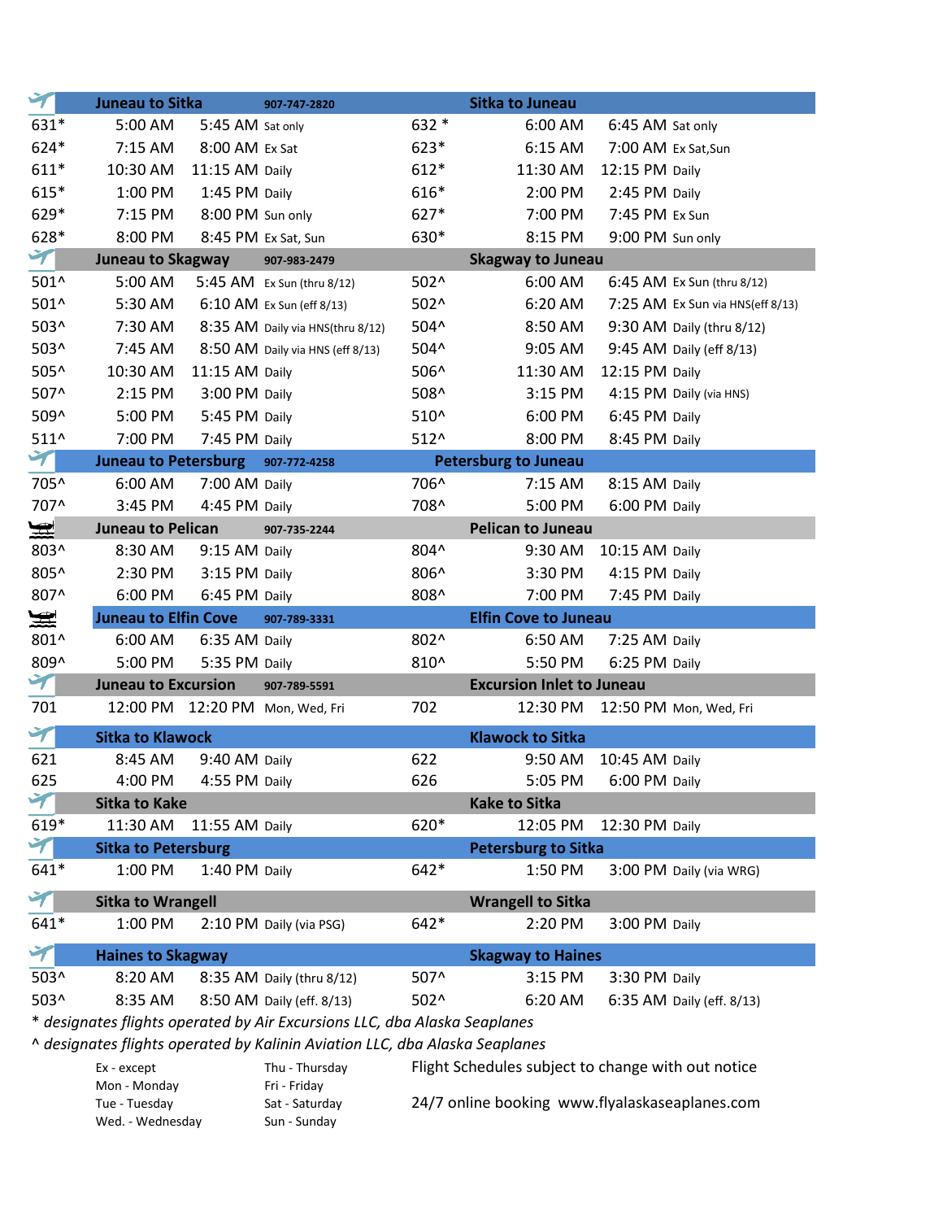| | Juneau to Sitka | 907-747-2820 | | | Sitka to Juneau | | |
|---|---|---|---|---|---|---|---|
| 631* | 5:00 AM | 5:45 AM | Sat only | 632 * | 6:00 AM | 6:45 AM | Sat only |
| 624* | 7:15 AM | 8:00 AM | Ex Sat | 623* | 6:15 AM | 7:00 AM | Ex Sat,Sun |
| 611* | 10:30 AM | 11:15 AM | Daily | 612* | 11:30 AM | 12:15 PM | Daily |
| 615* | 1:00 PM | 1:45 PM | Daily | 616* | 2:00 PM | 2:45 PM | Daily |
| 629* | 7:15 PM | 8:00 PM | Sun only | 627* | 7:00 PM | 7:45 PM | Ex Sun |
| 628* | 8:00 PM | 8:45 PM | Ex Sat, Sun | 630* | 8:15 PM | 9:00 PM | Sun only |
| | **Juneau to Skagway** | **907-983-2479** | | | **Skagway to Juneau** | | |
| 501^ | 5:00 AM | 5:45 AM | Ex Sun (thru 8/12) | 502^ | 6:00 AM | 6:45 AM | Ex Sun (thru 8/12) |
| 501^ | 5:30 AM | 6:10 AM | Ex Sun (eff 8/13) | 502^ | 6:20 AM | 7:25 AM | Ex Sun via HNS(eff 8/13) |
| 503^ | 7:30 AM | 8:35 AM | Daily via HNS(thru 8/12) | 504^ | 8:50 AM | 9:30 AM | Daily (thru 8/12) |
| 503^ | 7:45 AM | 8:50 AM | Daily via HNS (eff 8/13) | 504^ | 9:05 AM | 9:45 AM | Daily (eff 8/13) |
| 505^ | 10:30 AM | 11:15 AM | Daily | 506^ | 11:30 AM | 12:15 PM | Daily |
| 507^ | 2:15 PM | 3:00 PM | Daily | 508^ | 3:15 PM | 4:15 PM | Daily (via HNS) |
| 509^ | 5:00 PM | 5:45 PM | Daily | 510^ | 6:00 PM | 6:45 PM | Daily |
| 511^ | 7:00 PM | 7:45 PM | Daily | 512^ | 8:00 PM | 8:45 PM | Daily |
| | **Juneau to Petersburg** | **907-772-4258** | | | **Petersburg to Juneau** | | |
| 705^ | 6:00 AM | 7:00 AM | Daily | 706^ | 7:15 AM | 8:15 AM | Daily |
| 707^ | 3:45 PM | 4:45 PM | Daily | 708^ | 5:00 PM | 6:00 PM | Daily |
| | **Juneau to Pelican** | **907-735-2244** | | | **Pelican to Juneau** | | |
| 803^ | 8:30 AM | 9:15 AM | Daily | 804^ | 9:30 AM | 10:15 AM | Daily |
| 805^ | 2:30 PM | 3:15 PM | Daily | 806^ | 3:30 PM | 4:15 PM | Daily |
| 807^ | 6:00 PM | 6:45 PM | Daily | 808^ | 7:00 PM | 7:45 PM | Daily |
| | **Juneau to Elfin Cove** | **907-789-3331** | | | **Elfin Cove to Juneau** | | |
| 801^ | 6:00 AM | 6:35 AM | Daily | 802^ | 6:50 AM | 7:25 AM | Daily |
| 809^ | 5:00 PM | 5:35 PM | Daily | 810^ | 5:50 PM | 6:25 PM | Daily |
| | **Juneau to Excursion** | **907-789-5591** | | | **Excursion Inlet to Juneau** | | |
| 701 | 12:00 PM | 12:20 PM | Mon, Wed, Fri | 702 | 12:30 PM | 12:50 PM | Mon, Wed, Fri |
| | **Sitka to Klawock** | | | | **Klawock to Sitka** | | |
| 621 | 8:45 AM | 9:40 AM | Daily | 622 | 9:50 AM | 10:45 AM | Daily |
| 625 | 4:00 PM | 4:55 PM | Daily | 626 | 5:05 PM | 6:00 PM | Daily |
| | **Sitka to Kake** | | | | **Kake to Sitka** | | |
| 619* | 11:30 AM | 11:55 AM | Daily | 620* | 12:05 PM | 12:30 PM | Daily |
| | **Sitka to Petersburg** | | | | **Petersburg to Sitka** | | |
| 641* | 1:00 PM | 1:40 PM | Daily | 642* | 1:50 PM | 3:00 PM | Daily (via WRG) |
| | **Sitka to Wrangell** | | | | **Wrangell to Sitka** | | |
| 641* | 1:00 PM | 2:10 PM | Daily (via PSG) | 642* | 2:20 PM | 3:00 PM | Daily |
| | **Haines to Skagway** | | | | **Skagway to Haines** | | |
| 503^ | 8:20 AM | 8:35 AM | Daily (thru 8/12) | 507^ | 3:15 PM | 3:30 PM | Daily |
| 503^ | 8:35 AM | 8:50 AM | Daily (eff. 8/13) | 502^ | 6:20 AM | 6:35 AM | Daily (eff. 8/13) |

*\* designates flights operated by Air Excursions LLC, dba Alaska Seaplanes*

*^ designates flights operated by Kalinin Aviation LLC, dba Alaska Seaplanes*

Ex - except
Mon - Monday
Tue - Tuesday
Wed. - Wednesday
Thu - Thursday
Fri - Friday
Sat - Saturday
Sun - Sunday

Flight Schedules subject to change with out notice

24/7 online booking www.flyalaskaseaplanes.com